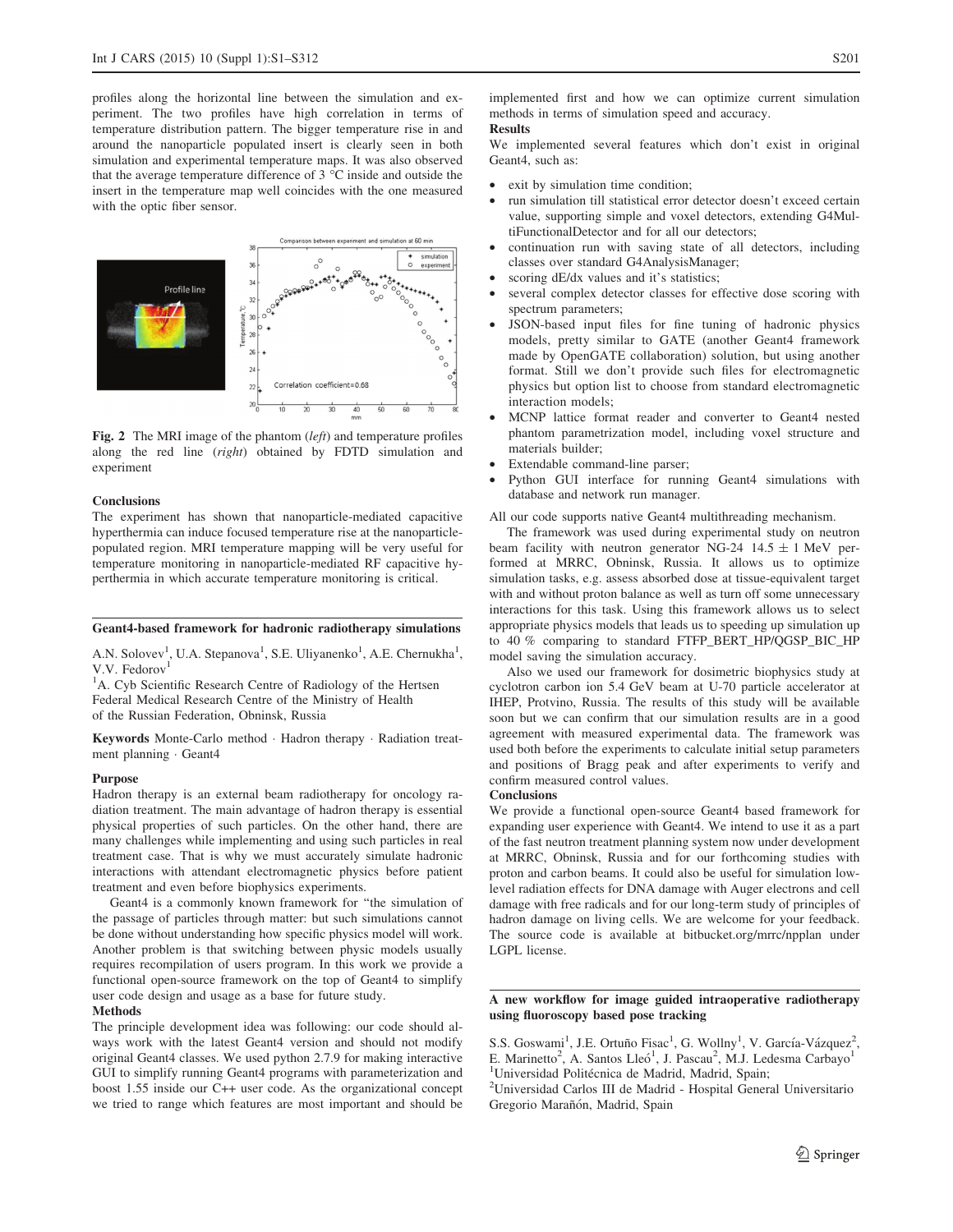profiles along the horizontal line between the simulation and experiment. The two profiles have high correlation in terms of temperature distribution pattern. The bigger temperature rise in and around the nanoparticle populated insert is clearly seen in both simulation and experimental temperature maps. It was also observed that the average temperature difference of 3 °C inside and outside the insert in the temperature map well coincides with the one measured with the optic fiber sensor.

**Fig. 2** The MRI image of the phantom (*left*) and temperature profiles along the red line (*right*) obtained by FDTD simulation and experiment

### Conclusions

The experiment has shown that nanoparticle-mediated capacitive hyperthermia can induce focused temperature rise at the nanoparticle-populated region. MRI temperature mapping will be very useful for temperature monitoring in nanoparticle-mediated RF capacitive hyperthermia in which accurate temperature monitoring is critical.

## Geant4-based framework for hadronic radiotherapy simulations

A.N. Solovev[1], U.A. Stepanova[1], S.E. Uliyanenko[1], A.E. Chernukha[1], V.V. Fedorov[1]

[1]A. Cyb Scientific Research Centre of Radiology of the Hertsen Federal Medical Research Centre of the Ministry of Health of the Russian Federation, Obninsk, Russia

**Keywords** Monte-Carlo method · Hadron therapy · Radiation treatment planning · Geant4

### Purpose

Hadron therapy is an external beam radiotherapy for oncology radiation treatment. The main advantage of hadron therapy is essential physical properties of such particles. On the other hand, there are many challenges while implementing and using such particles in real treatment case. That is why we must accurately simulate hadronic interactions with attendant electromagnetic physics before patient treatment and even before biophysics experiments.

Geant4 is a commonly known framework for "the simulation of the passage of particles through matter: but such simulations cannot be done without understanding how specific physics model will work. Another problem is that switching between physic models usually requires recompilation of users program. In this work we provide a functional open-source framework on the top of Geant4 to simplify user code design and usage as a base for future study.

### Methods

The principle development idea was following: our code should always work with the latest Geant4 version and should not modify original Geant4 classes. We used python 2.7.9 for making interactive GUI to simplify running Geant4 programs with parameterization and boost 1.55 inside our C++ user code. As the organizational concept we tried to range which features are most important and should be implemented first and how we can optimize current simulation methods in terms of simulation speed and accuracy.

### Results

We implemented several features which don't exist in original Geant4, such as:

- exit by simulation time condition;
- run simulation till statistical error detector doesn't exceed certain value, supporting simple and voxel detectors, extending G4MultiFunctionalDetector and for all our detectors;
- continuation run with saving state of all detectors, including classes over standard G4AnalysisManager;
- scoring dE/dx values and it's statistics;
- several complex detector classes for effective dose scoring with spectrum parameters;
- JSON-based input files for fine tuning of hadronic physics models, pretty similar to GATE (another Geant4 framework made by OpenGATE collaboration) solution, but using another format. Still we don't provide such files for electromagnetic physics but option list to choose from standard electromagnetic interaction models;
- MCNP lattice format reader and converter to Geant4 nested phantom parametrization model, including voxel structure and materials builder;
- Extendable command-line parser;
- Python GUI interface for running Geant4 simulations with database and network run manager.

All our code supports native Geant4 multithreading mechanism.

The framework was used during experimental study on neutron beam facility with neutron generator NG-24 14.5 ± 1 MeV performed at MRRC, Obninsk, Russia. It allows us to optimize simulation tasks, e.g. assess absorbed dose at tissue-equivalent target with and without proton balance as well as turn off some unnecessary interactions for this task. Using this framework allows us to select appropriate physics models that leads us to speeding up simulation up to 40 % comparing to standard FTFP_BERT_HP/QGSP_BIC_HP model saving the simulation accuracy.

Also we used our framework for dosimetric biophysics study at cyclotron carbon ion 5.4 GeV beam at U-70 particle accelerator at IHEP, Protvino, Russia. The results of this study will be available soon but we can confirm that our simulation results are in a good agreement with measured experimental data. The framework was used both before the experiments to calculate initial setup parameters and positions of Bragg peak and after experiments to verify and confirm measured control values.

### Conclusions

We provide a functional open-source Geant4 based framework for expanding user experience with Geant4. We intend to use it as a part of the fast neutron treatment planning system now under development at MRRC, Obninsk, Russia and for our forthcoming studies with proton and carbon beams. It could also be useful for simulation low-level radiation effects for DNA damage with Auger electrons and cell damage with free radicals and for our long-term study of principles of hadron damage on living cells. We are welcome for your feedback. The source code is available at bitbucket.org/mrrc/npplan under LGPL license.

## A new workflow for image guided intraoperative radiotherapy using fluoroscopy based pose tracking

S.S. Goswami[1], J.E. Ortuño Fisac[1], G. Wollny[1], V. García-Vázquez[2], E. Marinetto[2], A. Santos Lleó[1], J. Pascau[2], M.J. Ledesma Carbayo[1]

[1]Universidad Politécnica de Madrid, Madrid, Spain;

[2]Universidad Carlos III de Madrid - Hospital General Universitario Gregorio Marañón, Madrid, Spain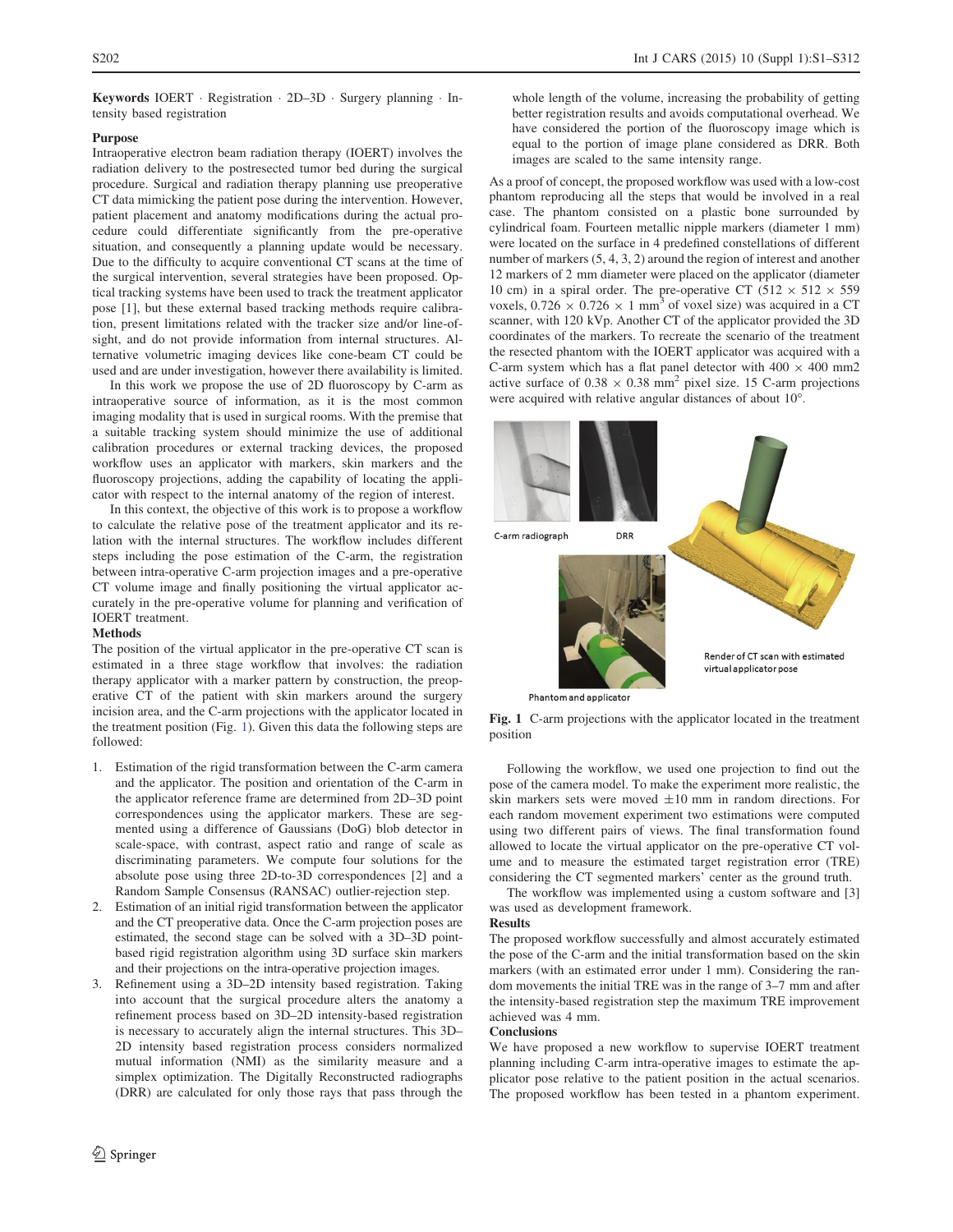**Keywords** IOERT · Registration · 2D–3D · Surgery planning · Intensity based registration

## Purpose

Intraoperative electron beam radiation therapy (IOERT) involves the radiation delivery to the postresected tumor bed during the surgical procedure. Surgical and radiation therapy planning use preoperative CT data mimicking the patient pose during the intervention. However, patient placement and anatomy modifications during the actual procedure could differentiate significantly from the pre-operative situation, and consequently a planning update would be necessary. Due to the difficulty to acquire conventional CT scans at the time of the surgical intervention, several strategies have been proposed. Optical tracking systems have been used to track the treatment applicator pose [1], but these external based tracking methods require calibration, present limitations related with the tracker size and/or line-of-sight, and do not provide information from internal structures. Alternative volumetric imaging devices like cone-beam CT could be used and are under investigation, however there availability is limited.

In this work we propose the use of 2D fluoroscopy by C-arm as intraoperative source of information, as it is the most common imaging modality that is used in surgical rooms. With the premise that a suitable tracking system should minimize the use of additional calibration procedures or external tracking devices, the proposed workflow uses an applicator with markers, skin markers and the fluoroscopy projections, adding the capability of locating the applicator with respect to the internal anatomy of the region of interest.

In this context, the objective of this work is to propose a workflow to calculate the relative pose of the treatment applicator and its relation with the internal structures. The workflow includes different steps including the pose estimation of the C-arm, the registration between intra-operative C-arm projection images and a pre-operative CT volume image and finally positioning the virtual applicator accurately in the pre-operative volume for planning and verification of IOERT treatment.

## Methods

The position of the virtual applicator in the pre-operative CT scan is estimated in a three stage workflow that involves: the radiation therapy applicator with a marker pattern by construction, the preoperative CT of the patient with skin markers around the surgery incision area, and the C-arm projections with the applicator located in the treatment position (Fig. 1). Given this data the following steps are followed:

1. Estimation of the rigid transformation between the C-arm camera and the applicator. The position and orientation of the C-arm in the applicator reference frame are determined from 2D–3D point correspondences using the applicator markers. These are segmented using a difference of Gaussians (DoG) blob detector in scale-space, with contrast, aspect ratio and range of scale as discriminating parameters. We compute four solutions for the absolute pose using three 2D-to-3D correspondences [2] and a Random Sample Consensus (RANSAC) outlier-rejection step.
2. Estimation of an initial rigid transformation between the applicator and the CT preoperative data. Once the C-arm projection poses are estimated, the second stage can be solved with a 3D–3D point-based rigid registration algorithm using 3D surface skin markers and their projections on the intra-operative projection images.
3. Refinement using a 3D–2D intensity based registration. Taking into account that the surgical procedure alters the anatomy a refinement process based on 3D–2D intensity-based registration is necessary to accurately align the internal structures. This 3D–2D intensity based registration process considers normalized mutual information (NMI) as the similarity measure and a simplex optimization. The Digitally Reconstructed radiographs (DRR) are calculated for only those rays that pass through the whole length of the volume, increasing the probability of getting better registration results and avoids computational overhead. We have considered the portion of the fluoroscopy image which is equal to the portion of image plane considered as DRR. Both images are scaled to the same intensity range.

As a proof of concept, the proposed workflow was used with a low-cost phantom reproducing all the steps that would be involved in a real case. The phantom consisted on a plastic bone surrounded by cylindrical foam. Fourteen metallic nipple markers (diameter 1 mm) were located on the surface in 4 predefined constellations of different number of markers (5, 4, 3, 2) around the region of interest and another 12 markers of 2 mm diameter were placed on the applicator (diameter 10 cm) in a spiral order. The pre-operative CT ($512 \times 512 \times 559$ voxels, $0.726 \times 0.726 \times 1$ mm$^3$ of voxel size) was acquired in a CT scanner, with 120 kVp. Another CT of the applicator provided the 3D coordinates of the markers. To recreate the scenario of the treatment the resected phantom with the IOERT applicator was acquired with a C-arm system which has a flat panel detector with $400 \times 400$ mm2 active surface of $0.38 \times 0.38$ mm$^2$ pixel size. 15 C-arm projections were acquired with relative angular distances of about 10°.

C-arm radiograph

DRR

Render of CT scan with estimated virtual applicator pose

Phantom and applicator

**Fig. 1** C-arm projections with the applicator located in the treatment position

Following the workflow, we used one projection to find out the pose of the camera model. To make the experiment more realistic, the skin markers sets were moved ±10 mm in random directions. For each random movement experiment two estimations were computed using two different pairs of views. The final transformation found allowed to locate the virtual applicator on the pre-operative CT volume and to measure the estimated target registration error (TRE) considering the CT segmented markers' center as the ground truth.

The workflow was implemented using a custom software and [3] was used as development framework.

## Results

The proposed workflow successfully and almost accurately estimated the pose of the C-arm and the initial transformation based on the skin markers (with an estimated error under 1 mm). Considering the random movements the initial TRE was in the range of 3–7 mm and after the intensity-based registration step the maximum TRE improvement achieved was 4 mm.

## Conclusions

We have proposed a new workflow to supervise IOERT treatment planning including C-arm intra-operative images to estimate the applicator pose relative to the patient position in the actual scenarios. The proposed workflow has been tested in a phantom experiment.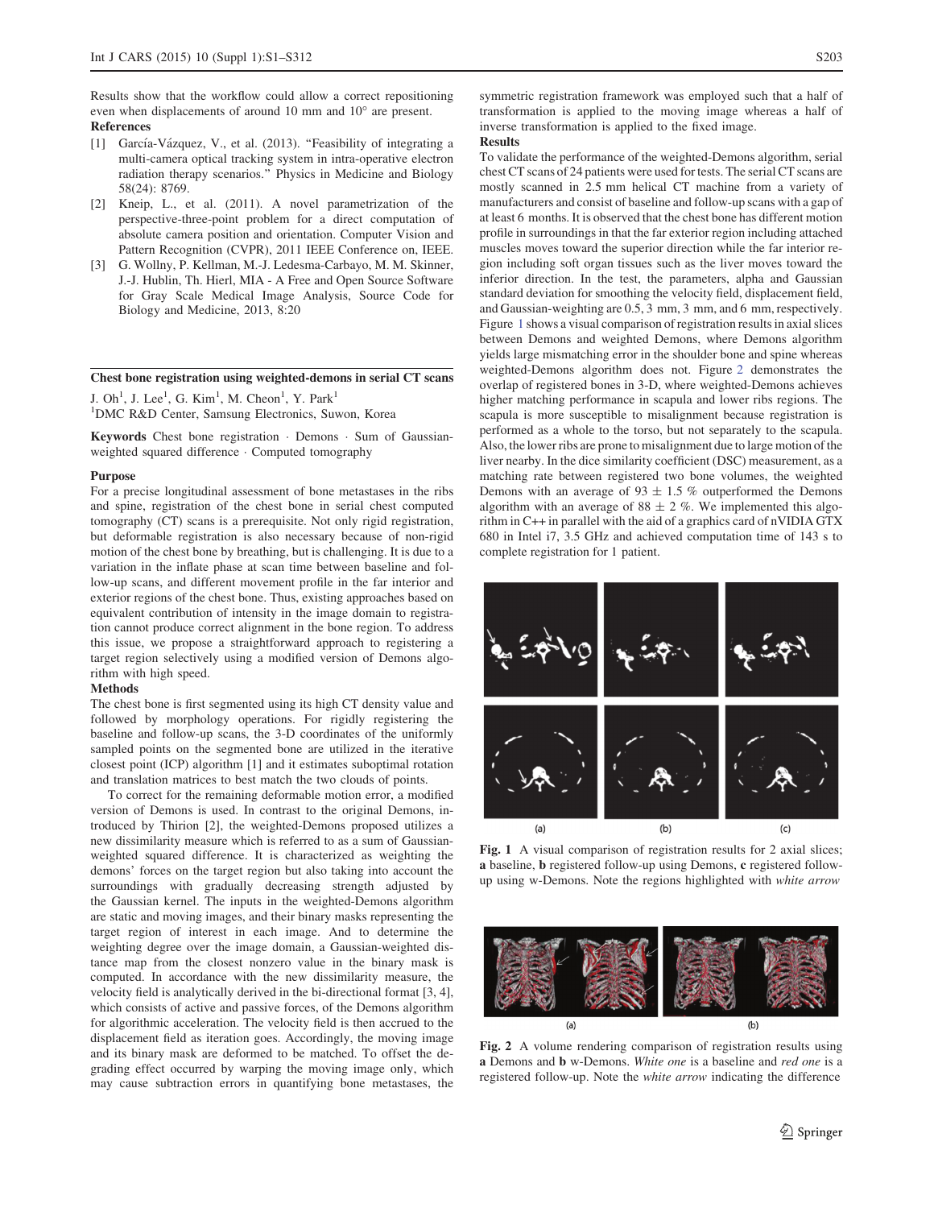Results show that the workflow could allow a correct repositioning even when displacements of around 10 mm and 10° are present.

**References**

[1] García-Vázquez, V., et al. (2013). "Feasibility of integrating a multi-camera optical tracking system in intra-operative electron radiation therapy scenarios." Physics in Medicine and Biology 58(24): 8769.

[2] Kneip, L., et al. (2011). A novel parametrization of the perspective-three-point problem for a direct computation of absolute camera position and orientation. Computer Vision and Pattern Recognition (CVPR), 2011 IEEE Conference on, IEEE.

[3] G. Wollny, P. Kellman, M.-J. Ledesma-Carbayo, M. M. Skinner, J.-J. Hublin, Th. Hierl, MIA - A Free and Open Source Software for Gray Scale Medical Image Analysis, Source Code for Biology and Medicine, 2013, 8:20

## Chest bone registration using weighted-demons in serial CT scans

J. Oh[1], J. Lee[1], G. Kim[1], M. Cheon[1], Y. Park[1]

[1]DMC R&D Center, Samsung Electronics, Suwon, Korea

**Keywords** Chest bone registration · Demons · Sum of Gaussian-weighted squared difference · Computed tomography

### Purpose

For a precise longitudinal assessment of bone metastases in the ribs and spine, registration of the chest bone in serial chest computed tomography (CT) scans is a prerequisite. Not only rigid registration, but deformable registration is also necessary because of non-rigid motion of the chest bone by breathing, but is challenging. It is due to a variation in the inflate phase at scan time between baseline and follow-up scans, and different movement profile in the far interior and exterior regions of the chest bone. Thus, existing approaches based on equivalent contribution of intensity in the image domain to registration cannot produce correct alignment in the bone region. To address this issue, we propose a straightforward approach to registering a target region selectively using a modified version of Demons algorithm with high speed.

### Methods

The chest bone is first segmented using its high CT density value and followed by morphology operations. For rigidly registering the baseline and follow-up scans, the 3-D coordinates of the uniformly sampled points on the segmented bone are utilized in the iterative closest point (ICP) algorithm [1] and it estimates suboptimal rotation and translation matrices to best match the two clouds of points.

To correct for the remaining deformable motion error, a modified version of Demons is used. In contrast to the original Demons, introduced by Thirion [2], the weighted-Demons proposed utilizes a new dissimilarity measure which is referred to as a sum of Gaussian-weighted squared difference. It is characterized as weighting the demons' forces on the target region but also taking into account the surroundings with gradually decreasing strength adjusted by the Gaussian kernel. The inputs in the weighted-Demons algorithm are static and moving images, and their binary masks representing the target region of interest in each image. And to determine the weighting degree over the image domain, a Gaussian-weighted distance map from the closest nonzero value in the binary mask is computed. In accordance with the new dissimilarity measure, the velocity field is analytically derived in the bi-directional format [3, 4], which consists of active and passive forces, of the Demons algorithm for algorithmic acceleration. The velocity field is then accrued to the displacement field as iteration goes. Accordingly, the moving image and its binary mask are deformed to be matched. To offset the degrading effect occurred by warping the moving image only, which may cause subtraction errors in quantifying bone metastases, the symmetric registration framework was employed such that a half of transformation is applied to the moving image whereas a half of inverse transformation is applied to the fixed image.

### Results

To validate the performance of the weighted-Demons algorithm, serial chest CT scans of 24 patients were used for tests. The serial CT scans are mostly scanned in 2.5 mm helical CT machine from a variety of manufacturers and consist of baseline and follow-up scans with a gap of at least 6 months. It is observed that the chest bone has different motion profile in surroundings in that the far exterior region including attached muscles moves toward the superior direction while the far interior region including soft organ tissues such as the liver moves toward the inferior direction. In the test, the parameters, alpha and Gaussian standard deviation for smoothing the velocity field, displacement field, and Gaussian-weighting are 0.5, 3 mm, 3 mm, and 6 mm, respectively. Figure 1 shows a visual comparison of registration results in axial slices between Demons and weighted Demons, where Demons algorithm yields large mismatching error in the shoulder bone and spine whereas weighted-Demons algorithm does not. Figure 2 demonstrates the overlap of registered bones in 3-D, where weighted-Demons achieves higher matching performance in scapula and lower ribs regions. The scapula is more susceptible to misalignment because registration is performed as a whole to the torso, but not separately to the scapula. Also, the lower ribs are prone to misalignment due to large motion of the liver nearby. In the dice similarity coefficient (DSC) measurement, as a matching rate between registered two bone volumes, the weighted Demons with an average of 93 ± 1.5 % outperformed the Demons algorithm with an average of 88 ± 2 %. We implemented this algorithm in C++ in parallel with the aid of a graphics card of nVIDIA GTX 680 in Intel i7, 3.5 GHz and achieved computation time of 143 s to complete registration for 1 patient.

(a) (b) (c)

**Fig. 1** A visual comparison of registration results for 2 axial slices; **a** baseline, **b** registered follow-up using Demons, **c** registered follow-up using w-Demons. Note the regions highlighted with *white arrow*

(a) (b)

**Fig. 2** A volume rendering comparison of registration results using **a** Demons and **b** w-Demons. *White one* is a baseline and *red one* is a registered follow-up. Note the *white arrow* indicating the difference